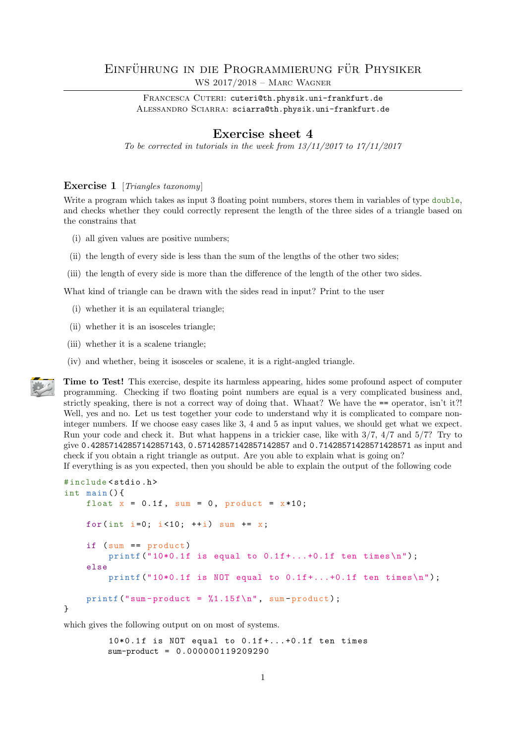# Einführung in die Programmierung für Physiker

WS 2017/2018 – Marc Wagner

Francesca Cuteri: cuteri@th.physik.uni-frankfurt.de
Alessandro Sciarra: sciarra@th.physik.uni-frankfurt.de

## Exercise sheet 4

*To be corrected in tutorials in the week from 13/11/2017 to 17/11/2017*

### Exercise 1 [*Triangles taxonomy*]

Write a program which takes as input 3 floating point numbers, stores them in variables of type `double`, and checks whether they could correctly represent the length of the three sides of a triangle based on the constrains that

(i) all given values are positive numbers;

(ii) the length of every side is less than the sum of the lengths of the other two sides;

(iii) the length of every side is more than the difference of the length of the other two sides.

What kind of triangle can be drawn with the sides read in input? Print to the user

(i) whether it is an equilateral triangle;

(ii) whether it is an isosceles triangle;

(iii) whether it is a scalene triangle;

(iv) and whether, being it isosceles or scalene, it is a right-angled triangle.

**Time to Test!** This exercise, despite its harmless appearing, hides some profound aspect of computer programming. Checking if two floating point numbers are equal is a very complicated business and, strictly speaking, there is not a correct way of doing that. Whaat? We have the `==` operator, isn't it?! Well, yes and no. Let us test together your code to understand why it is complicated to compare non-integer numbers. If we choose easy cases like 3, 4 and 5 as input values, we should get what we expect. Run your code and check it. But what happens in a trickier case, like with 3/7, 4/7 and 5/7? Try to give `0.428571428571428571143`, `0.57142857142857142857` and `0.71428571428571428571` as input and check if you obtain a right triangle as output. Are you able to explain what is going on?
If everything is as you expected, then you should be able to explain the output of the following code

```
#include<stdio.h>
int main(){
    float x = 0.1f, sum = 0, product = x*10;

    for(int i=0; i<10; ++i) sum += x;

    if (sum == product)
        printf("10*0.1f is equal to 0.1f+...+0.1f ten times\n");
    else
        printf("10*0.1f is NOT equal to 0.1f+...+0.1f ten times\n");

    printf("sum-product = %1.15f\n", sum-product);
}
```

which gives the following output on on most of systems.

```
10*0.1f is NOT equal to 0.1f+...+0.1f ten times
sum-product = 0.000000119209290
```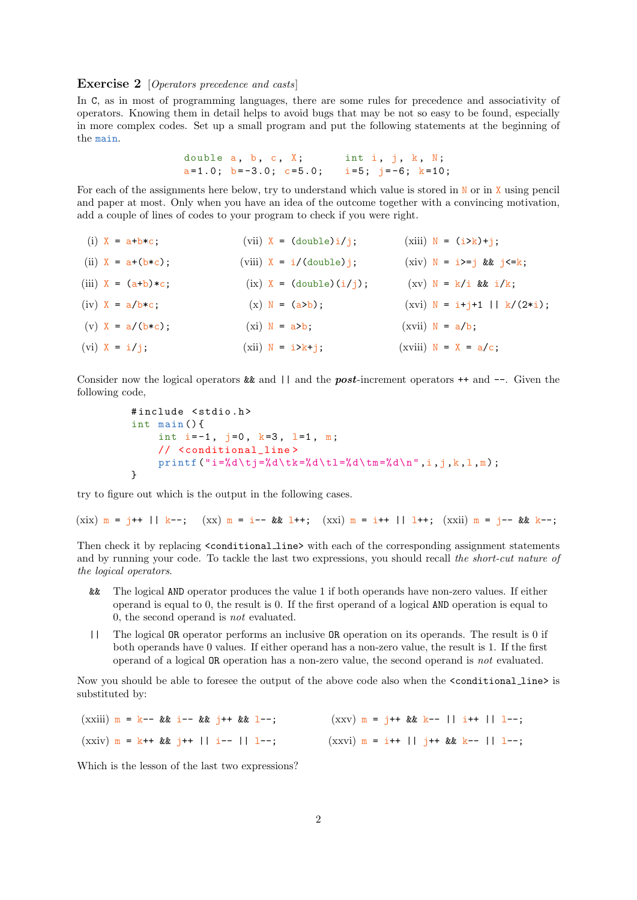**Exercise 2** *[Operators precedence and casts]*

In C, as in most of programming languages, there are some rules for precedence and associativity of operators. Knowing them in detail helps to avoid bugs that may be not so easy to be found, especially in more complex codes. Set up a small program and put the following statements at the beginning of the `main`.

```
double a, b, c, X;        int i, j, k, N;
a=1.0; b=-3.0; c=5.0;     i=5; j=-6; k=10;
```

For each of the assignments here below, try to understand which value is stored in `N` or in `X` using pencil and paper at most. Only when you have an idea of the outcome together with a convincing motivation, add a couple of lines of codes to your program to check if you were right.

- (i) `X = a+b*c;`
- (ii) `X = a+(b*c);`
- (iii) `X = (a+b)*c;`
- (iv) `X = a/b*c;`
- (v) `X = a/(b*c);`
- (vi) `X = i/j;`
- (vii) `X = (double)i/j;`
- (viii) `X = i/(double)j;`
- (ix) `X = (double)(i/j);`
- (x) `N = (a>b);`
- (xi) `N = a>b;`
- (xii) `N = i>k+j;`
- (xiii) `N = (i>k)+j;`
- (xiv) `N = i>=j && j<=k;`
- (xv) `N = k/i && i/k;`
- (xvi) `N = i+j+1 || k/(2*i);`
- (xvii) `N = a/b;`
- (xviii) `N = X = a/c;`

Consider now the logical operators `&&` and `||` and the ***post***-increment operators `++` and `--`. Given the following code,

```
#include <stdio.h>
int main(){
     int i=-1, j=0, k=3, l=1, m;
     // <conditional_line>
     printf("i=%d\tj=%d\tk=%d\tl=%d\tm=%d\n",i,j,k,l,m);
}
```

try to figure out which is the output in the following cases.

(xix) `m = j++ || k--;` (xx) `m = i-- && l++;` (xxi) `m = i++ || l++;` (xxii) `m = j-- && k--;`

Then check it by replacing `<conditional_line>` with each of the corresponding assignment statements and by running your code. To tackle the last two expressions, you should recall *the short-cut nature of the logical operators.*

- `&&` The logical `AND` operator produces the value 1 if both operands have non-zero values. If either operand is equal to 0, the result is 0. If the first operand of a logical `AND` operation is equal to 0, the second operand is *not* evaluated.
- `||` The logical `OR` operator performs an inclusive `OR` operation on its operands. The result is 0 if both operands have 0 values. If either operand has a non-zero value, the result is 1. If the first operand of a logical `OR` operation has a non-zero value, the second operand is *not* evaluated.

Now you should be able to foresee the output of the above code also when the `<conditional_line>` is substituted by:

- (xxiii) `m = k-- && i-- && j++ && l--;`
- (xxiv) `m = k++ && j++ || i-- || l--;`
- (xxv) `m = j++ && k-- || i++ || l--;`
- (xxvi) `m = i++ || j++ && k-- || l--;`

Which is the lesson of the last two expressions?